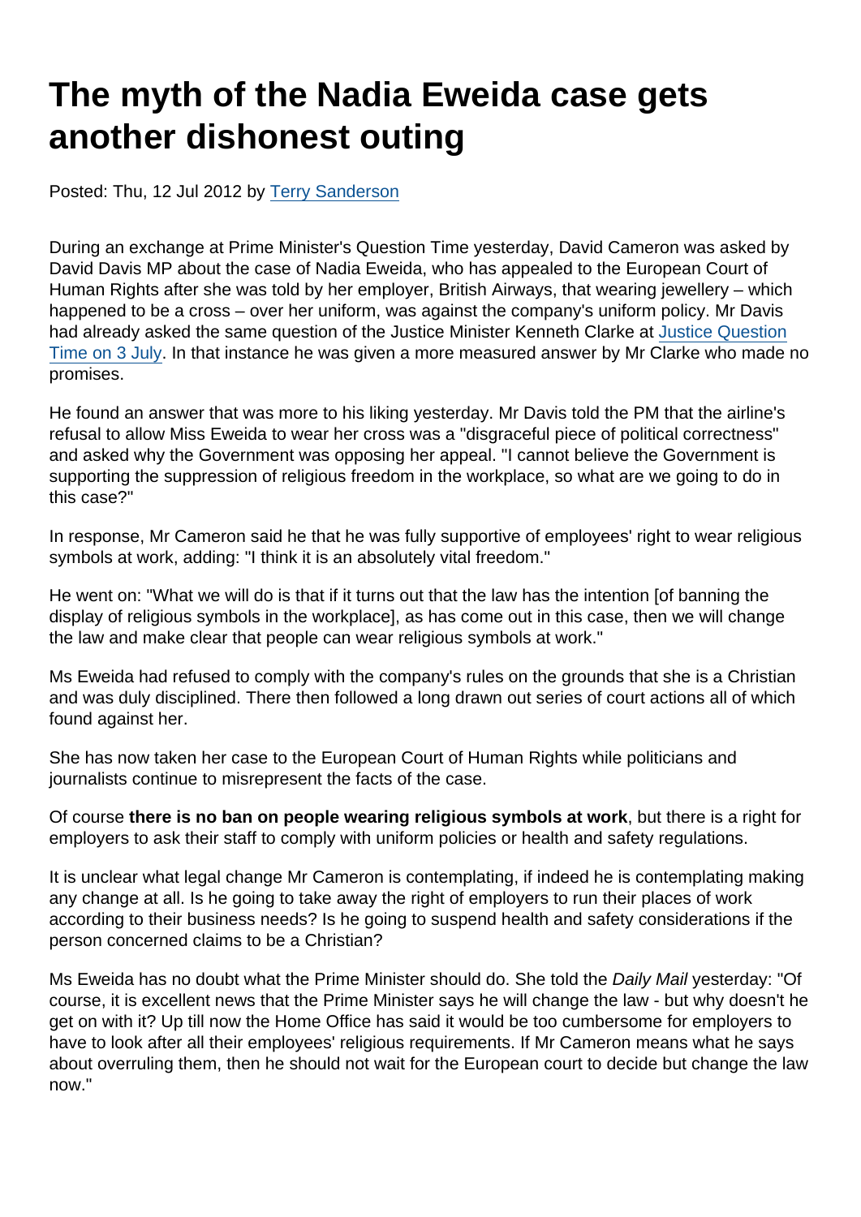# The myth of the Nadia Eweida case gets another dishonest outing

Posted: Thu, 12 Jul 2012 by Terry Sanderson

During an exchange at Prime Minister's Question Time yesterday, David Cameron was asked by David Davis MP about the case of Nadia Eweida, who has appealed to the European Court of Human Rights after she was told by her employer, British Airways, that wearing jewellery – which happened to be a cross – over her uniform, was against the company's uniform policy. Mr Davis had already asked the same question of the Justice Minister Kenneth Clarke at Justice Question Time on 3 July. In that instance he was given a more measured answer by Mr Clarke who made no promises.

He found an answer that was more to his liking yesterday. Mr Davis told the PM that the airline's refusal to allow Miss Eweida to wear her cross was a "disgraceful piece of political correctness" and asked why the Government was opposing her appeal. "I cannot believe the Government is supporting the suppression of religious freedom in the workplace, so what are we going to do in this case?"

In response, Mr Cameron said he that he was fully supportive of employees' right to wear religious symbols at work, adding: "I think it is an absolutely vital freedom."

He went on: "What we will do is that if it turns out that the law has the intention [of banning the display of religious symbols in the workplace], as has come out in this case, then we will change the law and make clear that people can wear religious symbols at work."

Ms Eweida had refused to comply with the company's rules on the grounds that she is a Christian and was duly disciplined. There then followed a long drawn out series of court actions all of which found against her.

She has now taken her case to the European Court of Human Rights while politicians and journalists continue to misrepresent the facts of the case.

Of course **there is no ban on people wearing religious symbols at work**, but there is a right for employers to ask their staff to comply with uniform policies or health and safety regulations.

It is unclear what legal change Mr Cameron is contemplating, if indeed he is contemplating making any change at all. Is he going to take away the right of employers to run their places of work according to their business needs? Is he going to suspend health and safety considerations if the person concerned claims to be a Christian?

Ms Eweida has no doubt what the Prime Minister should do. She told the *Daily Mail* yesterday: "Of course, it is excellent news that the Prime Minister says he will change the law - but why doesn't he get on with it? Up till now the Home Office has said it would be too cumbersome for employers to have to look after all their employees' religious requirements. If Mr Cameron means what he says about overruling them, then he should not wait for the European court to decide but change the law now."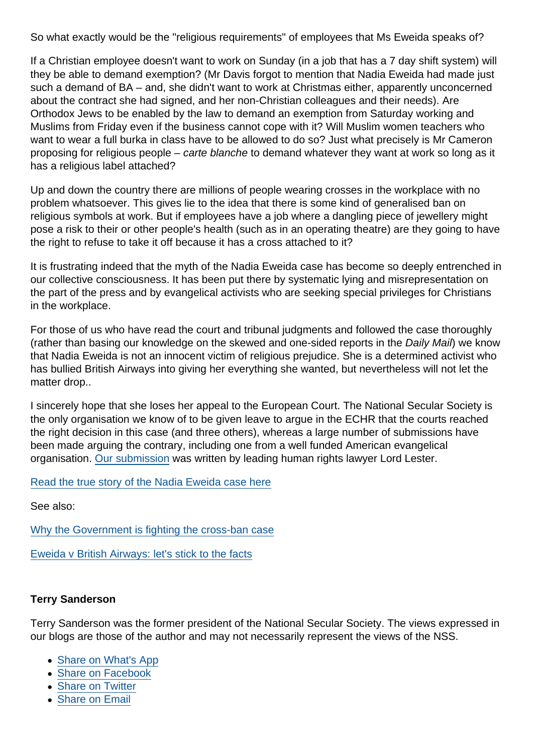So what exactly would be the "religious requirements" of employees that Ms Eweida speaks of?

If a Christian employee doesn't want to work on Sunday (in a job that has a 7 day shift system) will they be able to demand exemption? (Mr Davis forgot to mention that Nadia Eweida had made just such a demand of BA – and, she didn't want to work at Christmas either, apparently unconcerned about the contract she had signed, and her non-Christian colleagues and their needs). Are Orthodox Jews to be enabled by the law to demand an exemption from Saturday working and Muslims from Friday even if the business cannot cope with it? Will Muslim women teachers who want to wear a full burka in class have to be allowed to do so? Just what precisely is Mr Cameron proposing for religious people – *carte blanche* to demand whatever they want at work so long as it has a religious label attached?

Up and down the country there are millions of people wearing crosses in the workplace with no problem whatsoever. This gives lie to the idea that there is some kind of generalised ban on religious symbols at work. But if employees have a job where a dangling piece of jewellery might pose a risk to their or other people's health (such as in an operating theatre) are they going to have the right to refuse to take it off because it has a cross attached to it?

It is frustrating indeed that the myth of the Nadia Eweida case has become so deeply entrenched in our collective consciousness. It has been put there by systematic lying and misrepresentation on the part of the press and by evangelical activists who are seeking special privileges for Christians in the workplace.

For those of us who have read the court and tribunal judgments and followed the case thoroughly (rather than basing our knowledge on the skewed and one-sided reports in the *Daily Mail*) we know that Nadia Eweida is not an innocent victim of religious prejudice. She is a determined activist who has bullied British Airways into giving her everything she wanted, but nevertheless will not let the matter drop..

I sincerely hope that she loses her appeal to the European Court. The National Secular Society is the only organisation we know of to be given leave to argue in the ECHR that the courts reached the right decision in this case (and three others), whereas a large number of submissions have been made arguing the contrary, including one from a well funded American evangelical organisation. [Our submission] was written by leading human rights lawyer Lord Lester.

[Read the true story of the Nadia Eweida case here]

See also:

[Why the Government is fighting the cross-ban case]

[Eweida v British Airways: let's stick to the facts]

**Terry Sanderson**

Terry Sanderson was the former president of the National Secular Society. The views expressed in our blogs are those of the author and may not necessarily represent the views of the NSS.

- Share on What's App
- Share on Facebook
- Share on Twitter
- Share on Email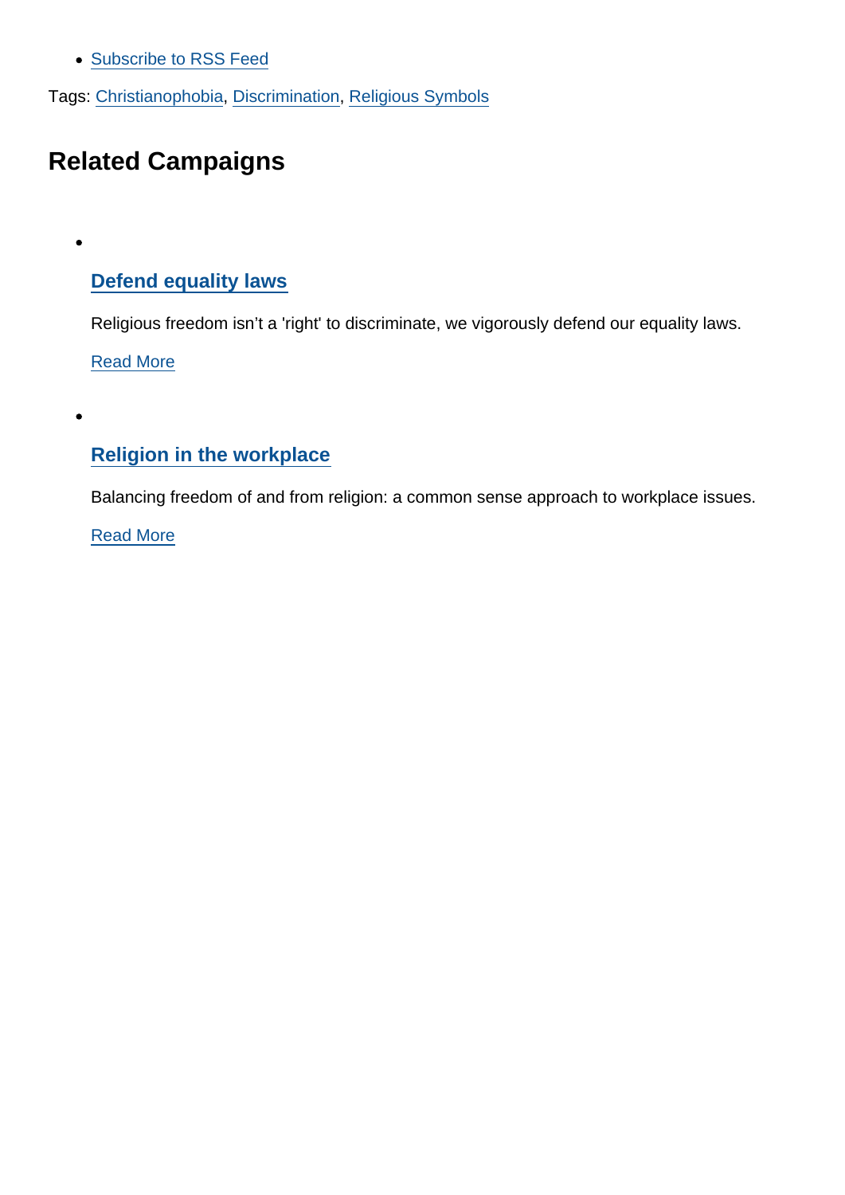- Subscribe to RSS Feed

Tags: Christianophobia, Discrimination, Religious Symbols

## Related Campaigns

- ### Defend equality laws

  Religious freedom isn’t a 'right' to discriminate, we vigorously defend our equality laws.

  Read More

- ### Religion in the workplace

  Balancing freedom of and from religion: a common sense approach to workplace issues.

  Read More